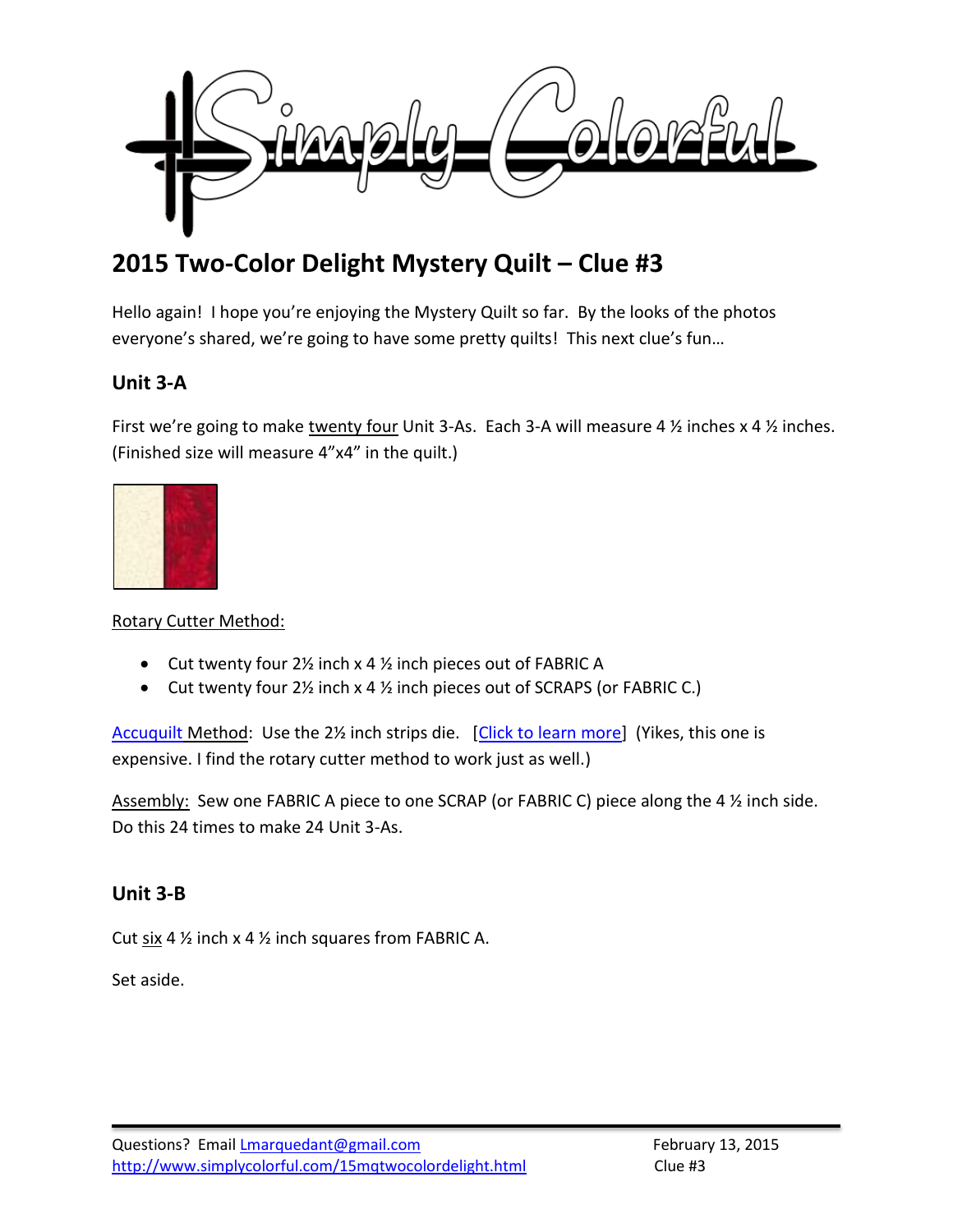# 2015 Two-Color Delight Mystery Quilt – Clue #3

Hello again! I hope you're enjoying the Mystery Quilt so far. By the looks of the photos everyone's shared, we're going to have some pretty quilts! This next clue's fun…

## Unit 3-A

First we're going to make twenty four Unit 3-As. Each 3-A will measure 4 ½ inches x 4 ½ inches. (Finished size will measure 4"x4" in the quilt.)

Rotary Cutter Method:

- Cut twenty four 2½ inch x 4 ½ inch pieces out of FABRIC A
- Cut twenty four 2½ inch x 4 ½ inch pieces out of SCRAPS (or FABRIC C.)

Accuquilt Method: Use the 2½ inch strips die. [Click to learn more] (Yikes, this one is expensive. I find the rotary cutter method to work just as well.)

Assembly: Sew one FABRIC A piece to one SCRAP (or FABRIC C) piece along the 4 ½ inch side. Do this 24 times to make 24 Unit 3-As.

## Unit 3-B

Cut six 4 ½ inch x 4 ½ inch squares from FABRIC A.

Set aside.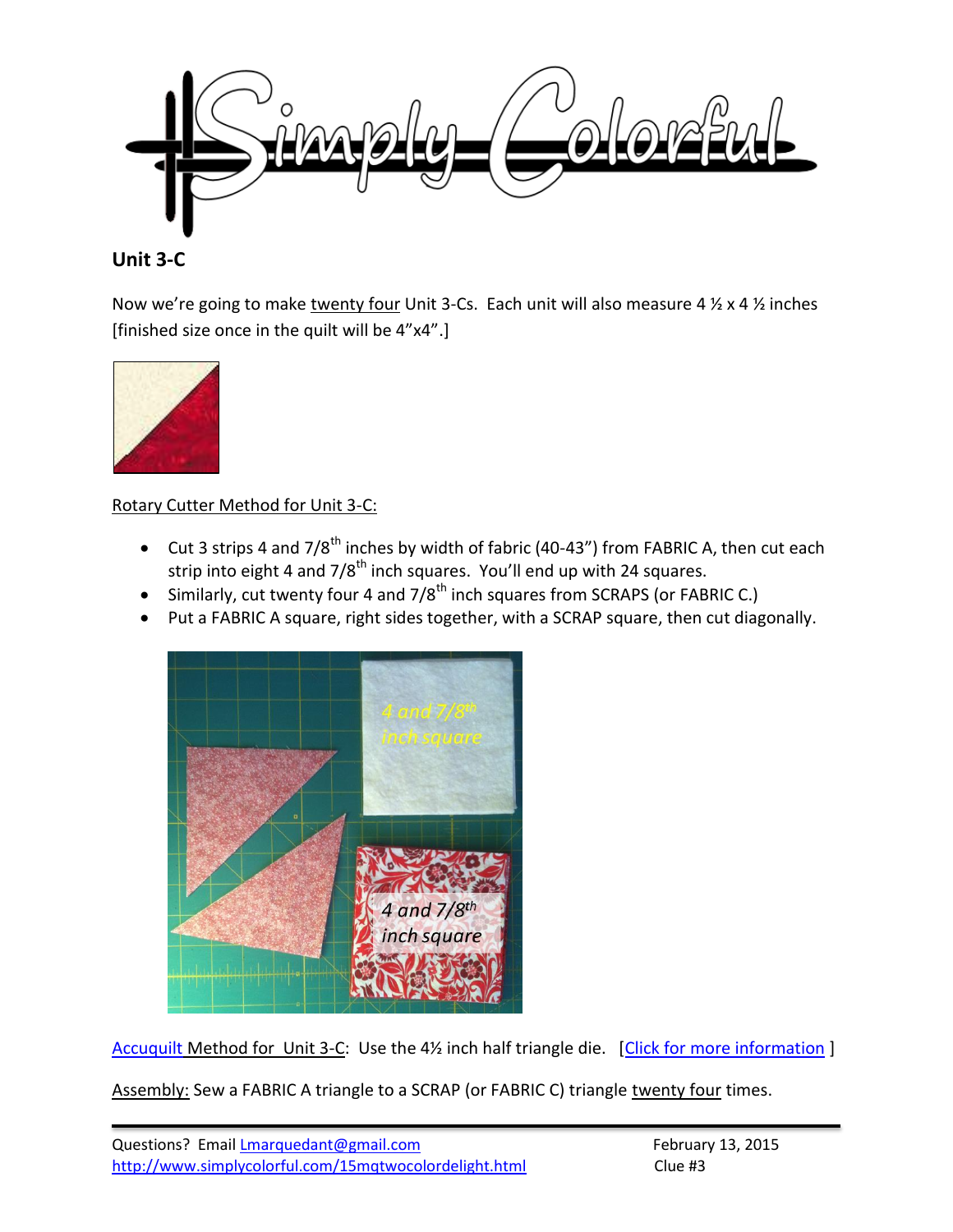## Unit 3-C

Now we're going to make twenty four Unit 3-Cs. Each unit will also measure 4 ½ x 4 ½ inches [finished size once in the quilt will be 4"x4".]

Rotary Cutter Method for Unit 3-C:

- Cut 3 strips 4 and 7/8th inches by width of fabric (40-43") from FABRIC A, then cut each strip into eight 4 and 7/8th inch squares. You'll end up with 24 squares.
- Similarly, cut twenty four 4 and 7/8th inch squares from SCRAPS (or FABRIC C.)
- Put a FABRIC A square, right sides together, with a SCRAP square, then cut diagonally.

Accuquilt Method for Unit 3-C: Use the 4½ inch half triangle die. [Click for more information ]

Assembly: Sew a FABRIC A triangle to a SCRAP (or FABRIC C) triangle twenty four times.

Questions? Email Lmarquedant@gmail.com
http://www.simplycolorful.com/15mqtwocolordelight.html

February 13, 2015
Clue #3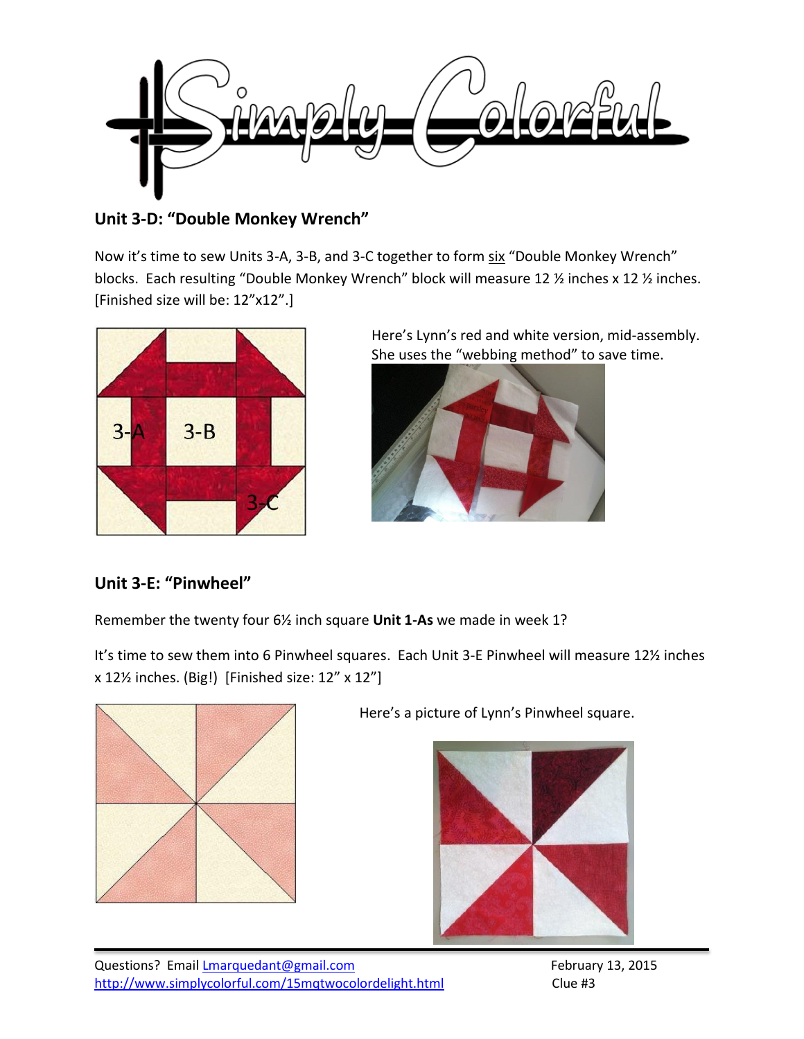## Unit 3-D: "Double Monkey Wrench"

Now it's time to sew Units 3-A, 3-B, and 3-C together to form six "Double Monkey Wrench" blocks. Each resulting "Double Monkey Wrench" block will measure 12 ½ inches x 12 ½ inches. [Finished size will be: 12"x12".]

3-A 3-B 3-C

Here's Lynn's red and white version, mid-assembly. She uses the "webbing method" to save time.

## Unit 3-E: "Pinwheel"

Remember the twenty four 6½ inch square **Unit 1-As** we made in week 1?

It's time to sew them into 6 Pinwheel squares. Each Unit 3-E Pinwheel will measure 12½ inches x 12½ inches. (Big!) [Finished size: 12" x 12"]

Here's a picture of Lynn's Pinwheel square.

Questions? Email Lmarquedant@gmail.com
http://www.simplycolorful.com/15mqtwocolordelight.html

February 13, 2015
Clue #3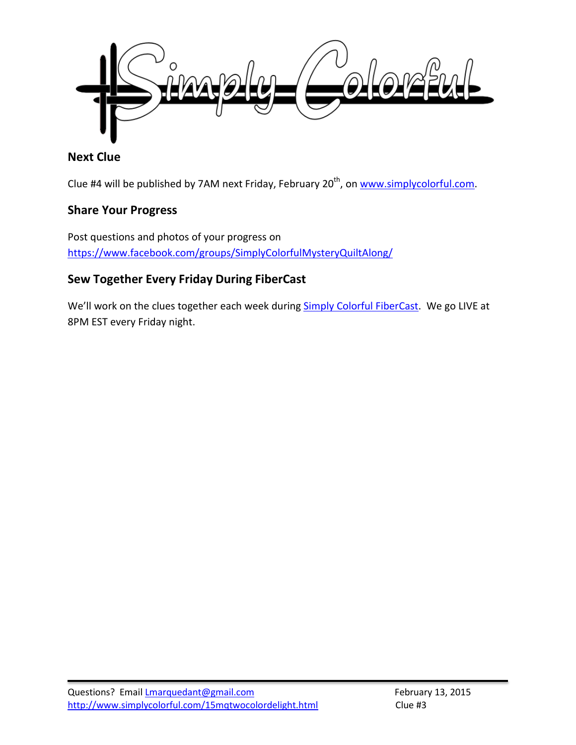## Next Clue

Clue #4 will be published by 7AM next Friday, February 20th, on www.simplycolorful.com.

## Share Your Progress

Post questions and photos of your progress on
https://www.facebook.com/groups/SimplyColorfulMysteryQuiltAlong/

## Sew Together Every Friday During FiberCast

We'll work on the clues together each week during Simply Colorful FiberCast. We go LIVE at 8PM EST every Friday night.